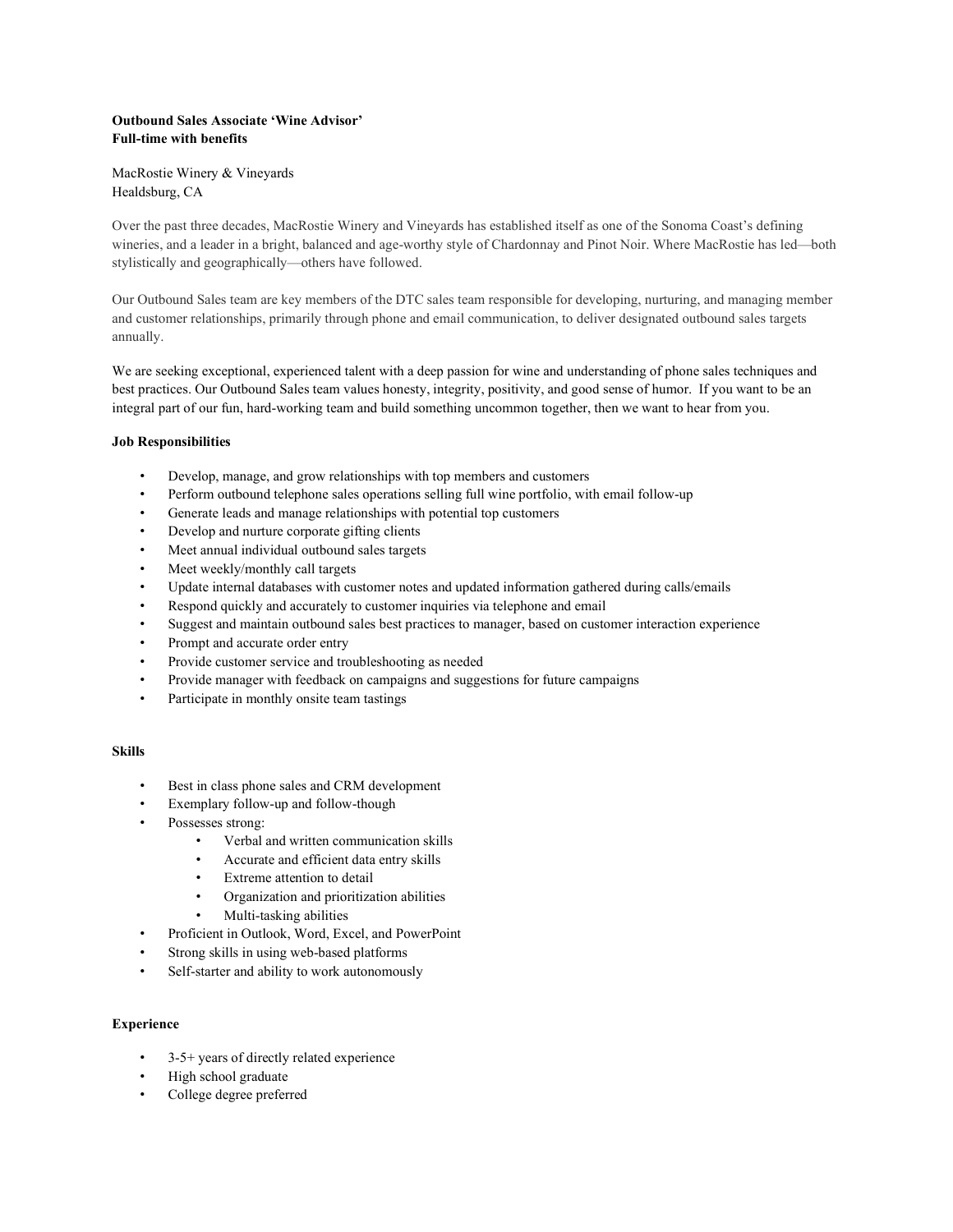**Outbound Sales Associate 'Wine Advisor'**
**Full-time with benefits**

MacRostie Winery & Vineyards
Healdsburg, CA

Over the past three decades, MacRostie Winery and Vineyards has established itself as one of the Sonoma Coast's defining wineries, and a leader in a bright, balanced and age-worthy style of Chardonnay and Pinot Noir. Where MacRostie has led—both stylistically and geographically—others have followed.

Our Outbound Sales team are key members of the DTC sales team responsible for developing, nurturing, and managing member and customer relationships, primarily through phone and email communication, to deliver designated outbound sales targets annually.

We are seeking exceptional, experienced talent with a deep passion for wine and understanding of phone sales techniques and best practices. Our Outbound Sales team values honesty, integrity, positivity, and good sense of humor. If you want to be an integral part of our fun, hard-working team and build something uncommon together, then we want to hear from you.

**Job Responsibilities**

- Develop, manage, and grow relationships with top members and customers
- Perform outbound telephone sales operations selling full wine portfolio, with email follow-up
- Generate leads and manage relationships with potential top customers
- Develop and nurture corporate gifting clients
- Meet annual individual outbound sales targets
- Meet weekly/monthly call targets
- Update internal databases with customer notes and updated information gathered during calls/emails
- Respond quickly and accurately to customer inquiries via telephone and email
- Suggest and maintain outbound sales best practices to manager, based on customer interaction experience
- Prompt and accurate order entry
- Provide customer service and troubleshooting as needed
- Provide manager with feedback on campaigns and suggestions for future campaigns
- Participate in monthly onsite team tastings

**Skills**

- Best in class phone sales and CRM development
- Exemplary follow-up and follow-though
- Possesses strong:
  - Verbal and written communication skills
  - Accurate and efficient data entry skills
  - Extreme attention to detail
  - Organization and prioritization abilities
  - Multi-tasking abilities
- Proficient in Outlook, Word, Excel, and PowerPoint
- Strong skills in using web-based platforms
- Self-starter and ability to work autonomously

**Experience**

- 3-5+ years of directly related experience
- High school graduate
- College degree preferred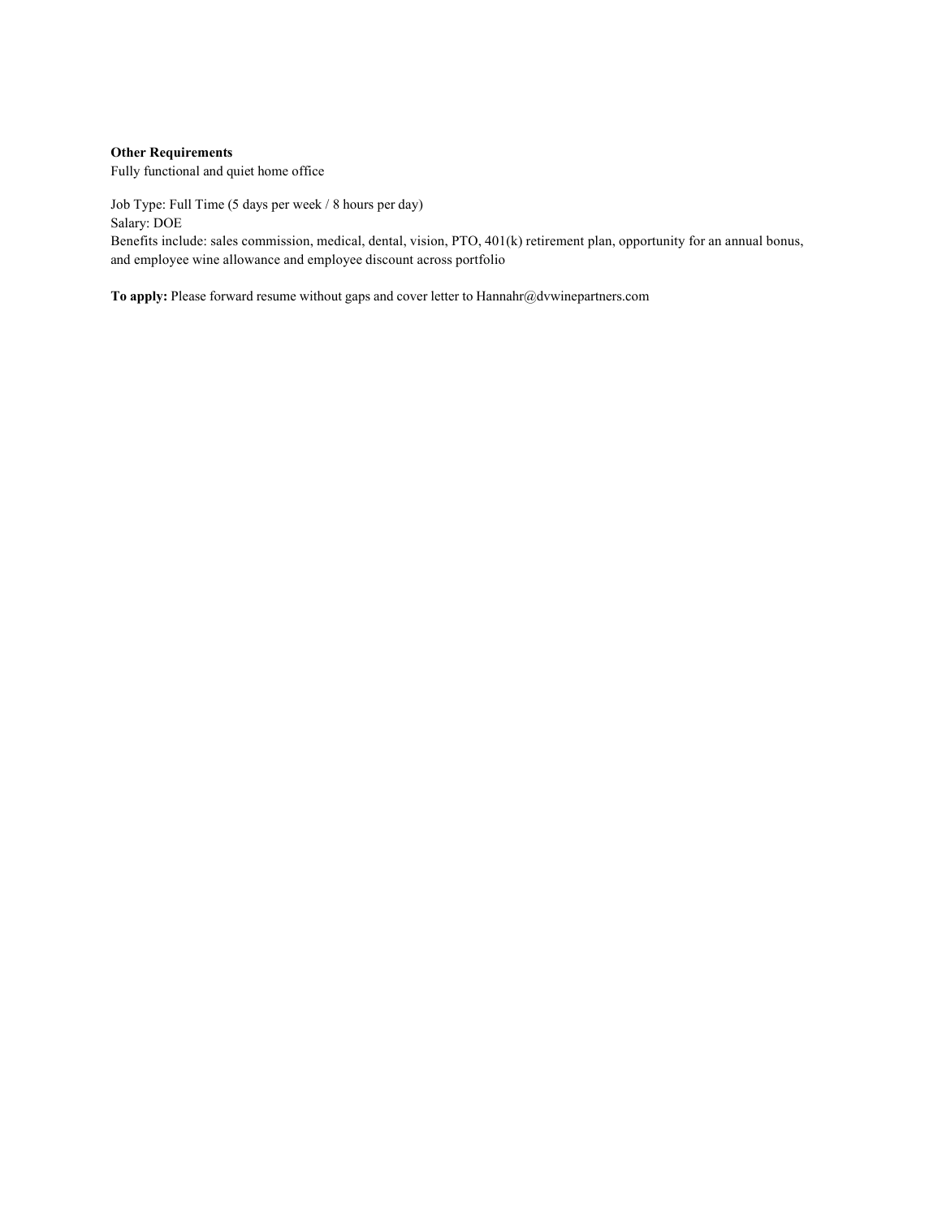**Other Requirements**
Fully functional and quiet home office

Job Type: Full Time (5 days per week / 8 hours per day)
Salary: DOE
Benefits include: sales commission, medical, dental, vision, PTO, 401(k) retirement plan, opportunity for an annual bonus, and employee wine allowance and employee discount across portfolio

**To apply:** Please forward resume without gaps and cover letter to Hannahr@dvwinepartners.com